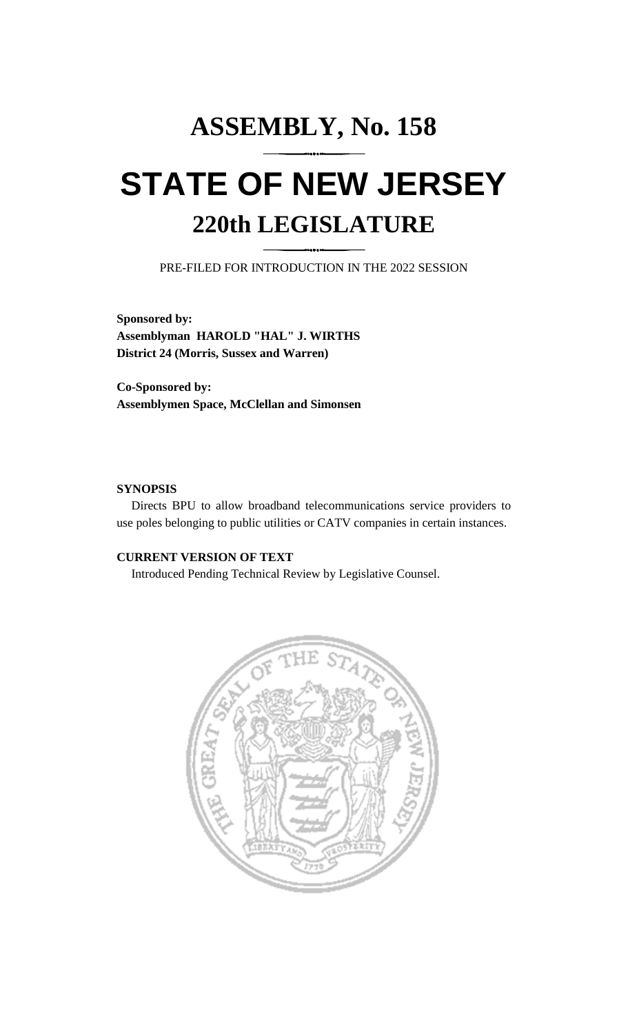# ASSEMBLY, No. 158

# STATE OF NEW JERSEY

## 220th LEGISLATURE

PRE-FILED FOR INTRODUCTION IN THE 2022 SESSION

**Sponsored by:**
**Assemblyman HAROLD "HAL" J. WIRTHS**
**District 24 (Morris, Sussex and Warren)**

**Co-Sponsored by:**
**Assemblymen Space, McClellan and Simonsen**

**SYNOPSIS**

Directs BPU to allow broadband telecommunications service providers to use poles belonging to public utilities or CATV companies in certain instances.

**CURRENT VERSION OF TEXT**

Introduced Pending Technical Review by Legislative Counsel.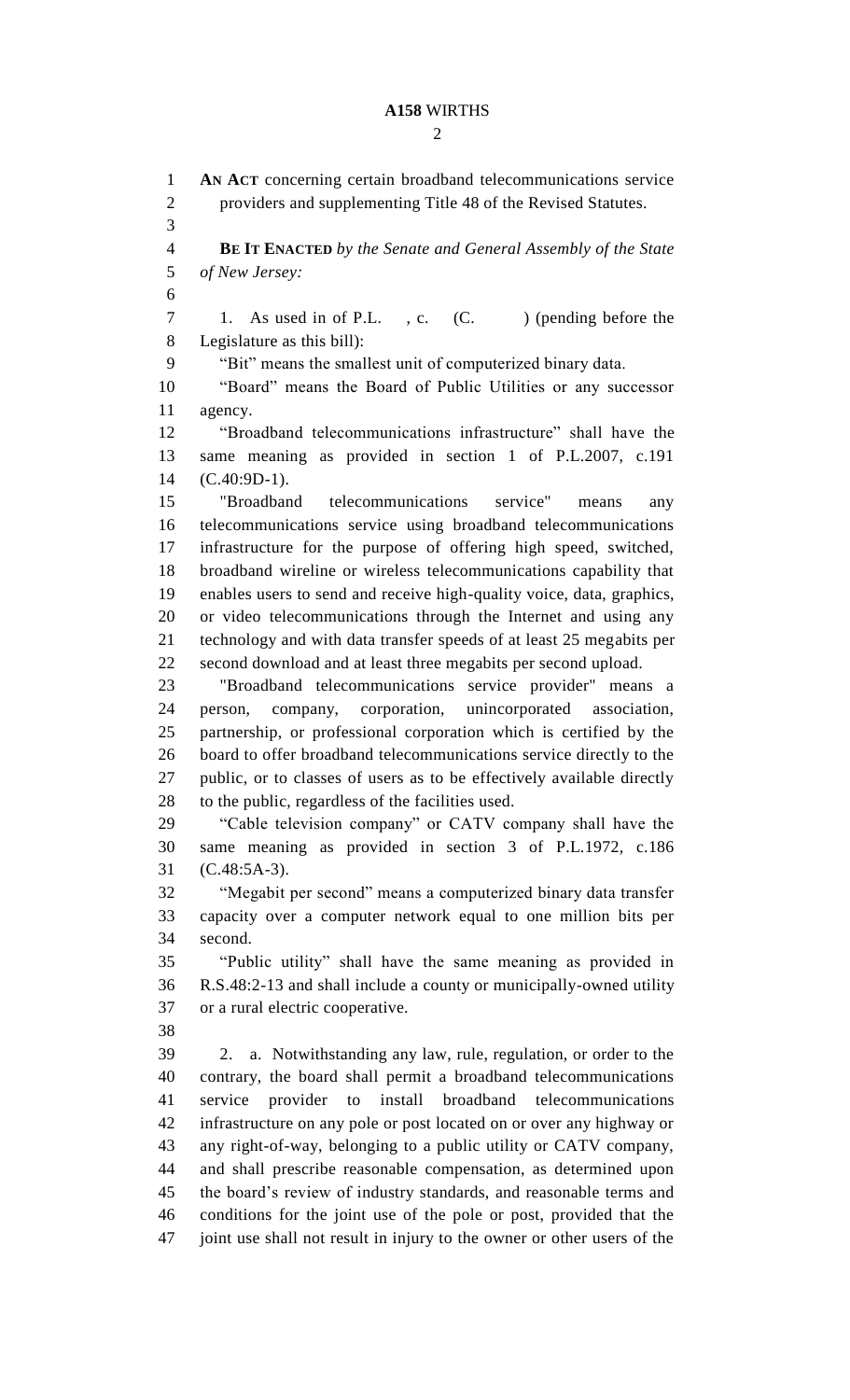**AN ACT** concerning certain broadband telecommunications service providers and supplementing Title 48 of the Revised Statutes.

**BE IT ENACTED** *by the Senate and General Assembly of the State of New Jersey:*

1. As used in of P.L. , c. (C. ) (pending before the Legislature as this bill):

"Bit" means the smallest unit of computerized binary data.

"Board" means the Board of Public Utilities or any successor agency.

"Broadband telecommunications infrastructure" shall have the same meaning as provided in section 1 of P.L.2007, c.191 (C.40:9D-1).

"Broadband telecommunications service" means any telecommunications service using broadband telecommunications infrastructure for the purpose of offering high speed, switched, broadband wireline or wireless telecommunications capability that enables users to send and receive high-quality voice, data, graphics, or video telecommunications through the Internet and using any technology and with data transfer speeds of at least 25 megabits per second download and at least three megabits per second upload.

"Broadband telecommunications service provider" means a person, company, corporation, unincorporated association, partnership, or professional corporation which is certified by the board to offer broadband telecommunications service directly to the public, or to classes of users as to be effectively available directly to the public, regardless of the facilities used.

"Cable television company" or CATV company shall have the same meaning as provided in section 3 of P.L.1972, c.186 (C.48:5A-3).

"Megabit per second" means a computerized binary data transfer capacity over a computer network equal to one million bits per second.

"Public utility" shall have the same meaning as provided in R.S.48:2-13 and shall include a county or municipally-owned utility or a rural electric cooperative.

2. a. Notwithstanding any law, rule, regulation, or order to the contrary, the board shall permit a broadband telecommunications service provider to install broadband telecommunications infrastructure on any pole or post located on or over any highway or any right-of-way, belonging to a public utility or CATV company, and shall prescribe reasonable compensation, as determined upon the board's review of industry standards, and reasonable terms and conditions for the joint use of the pole or post, provided that the joint use shall not result in injury to the owner or other users of the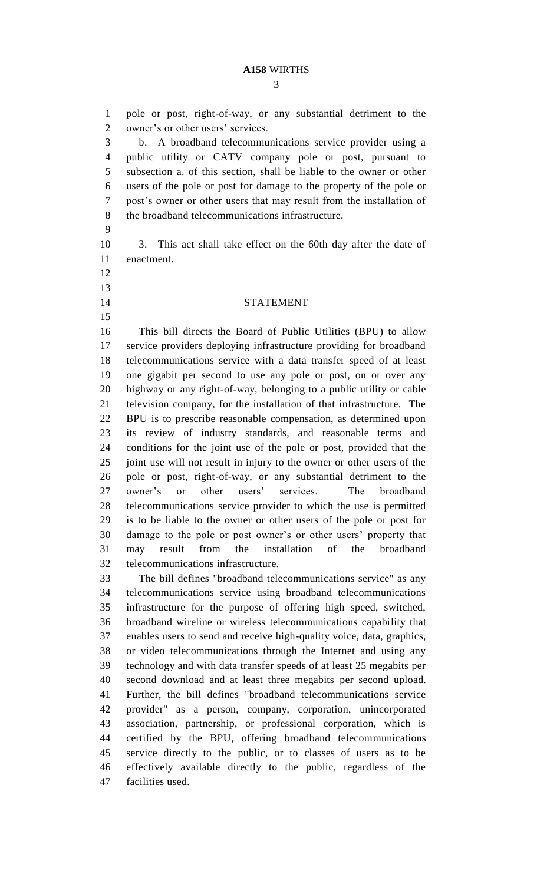pole or post, right-of-way, or any substantial detriment to the owner's or other users' services.

b. A broadband telecommunications service provider using a public utility or CATV company pole or post, pursuant to subsection a. of this section, shall be liable to the owner or other users of the pole or post for damage to the property of the pole or post's owner or other users that may result from the installation of the broadband telecommunications infrastructure.

3. This act shall take effect on the 60th day after the date of enactment.

## STATEMENT

This bill directs the Board of Public Utilities (BPU) to allow service providers deploying infrastructure providing for broadband telecommunications service with a data transfer speed of at least one gigabit per second to use any pole or post, on or over any highway or any right-of-way, belonging to a public utility or cable television company, for the installation of that infrastructure. The BPU is to prescribe reasonable compensation, as determined upon its review of industry standards, and reasonable terms and conditions for the joint use of the pole or post, provided that the joint use will not result in injury to the owner or other users of the pole or post, right-of-way, or any substantial detriment to the owner's or other users' services. The broadband telecommunications service provider to which the use is permitted is to be liable to the owner or other users of the pole or post for damage to the pole or post owner's or other users' property that may result from the installation of the broadband telecommunications infrastructure.

The bill defines "broadband telecommunications service" as any telecommunications service using broadband telecommunications infrastructure for the purpose of offering high speed, switched, broadband wireline or wireless telecommunications capability that enables users to send and receive high-quality voice, data, graphics, or video telecommunications through the Internet and using any technology and with data transfer speeds of at least 25 megabits per second download and at least three megabits per second upload. Further, the bill defines "broadband telecommunications service provider" as a person, company, corporation, unincorporated association, partnership, or professional corporation, which is certified by the BPU, offering broadband telecommunications service directly to the public, or to classes of users as to be effectively available directly to the public, regardless of the facilities used.